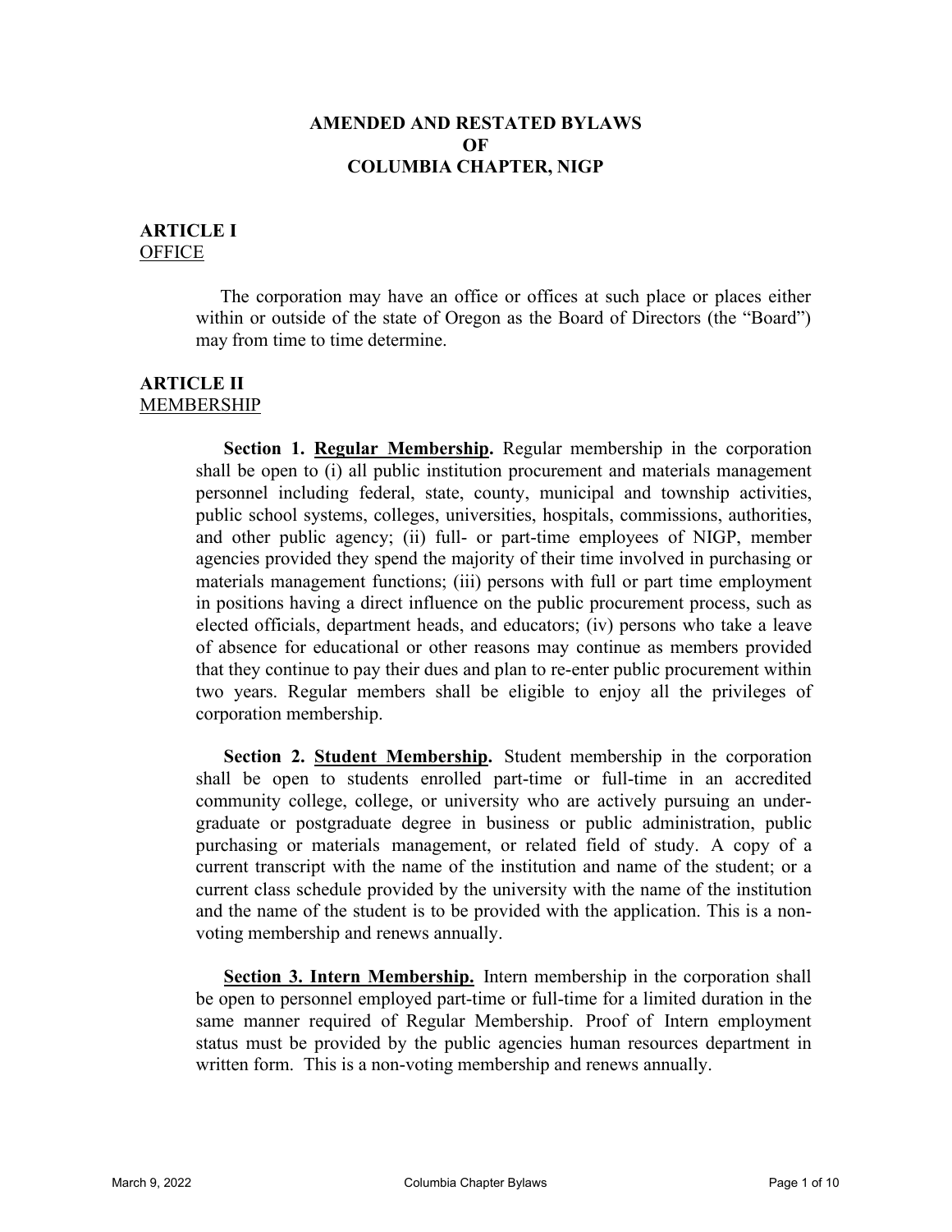# AMENDED AND RESTATED BYLAWS OF COLUMBIA CHAPTER, NIGP

## ARTICLE I
OFFICE

The corporation may have an office or offices at such place or places either within or outside of the state of Oregon as the Board of Directors (the "Board") may from time to time determine.

## ARTICLE II
MEMBERSHIP

**Section 1. Regular Membership.** Regular membership in the corporation shall be open to (i) all public institution procurement and materials management personnel including federal, state, county, municipal and township activities, public school systems, colleges, universities, hospitals, commissions, authorities, and other public agency; (ii) full- or part-time employees of NIGP, member agencies provided they spend the majority of their time involved in purchasing or materials management functions; (iii) persons with full or part time employment in positions having a direct influence on the public procurement process, such as elected officials, department heads, and educators; (iv) persons who take a leave of absence for educational or other reasons may continue as members provided that they continue to pay their dues and plan to re-enter public procurement within two years. Regular members shall be eligible to enjoy all the privileges of corporation membership.

**Section 2. Student Membership.** Student membership in the corporation shall be open to students enrolled part-time or full-time in an accredited community college, college, or university who are actively pursuing an under-graduate or postgraduate degree in business or public administration, public purchasing or materials management, or related field of study. A copy of a current transcript with the name of the institution and name of the student; or a current class schedule provided by the university with the name of the institution and the name of the student is to be provided with the application. This is a non-voting membership and renews annually.

**Section 3. Intern Membership.** Intern membership in the corporation shall be open to personnel employed part-time or full-time for a limited duration in the same manner required of Regular Membership. Proof of Intern employment status must be provided by the public agencies human resources department in written form. This is a non-voting membership and renews annually.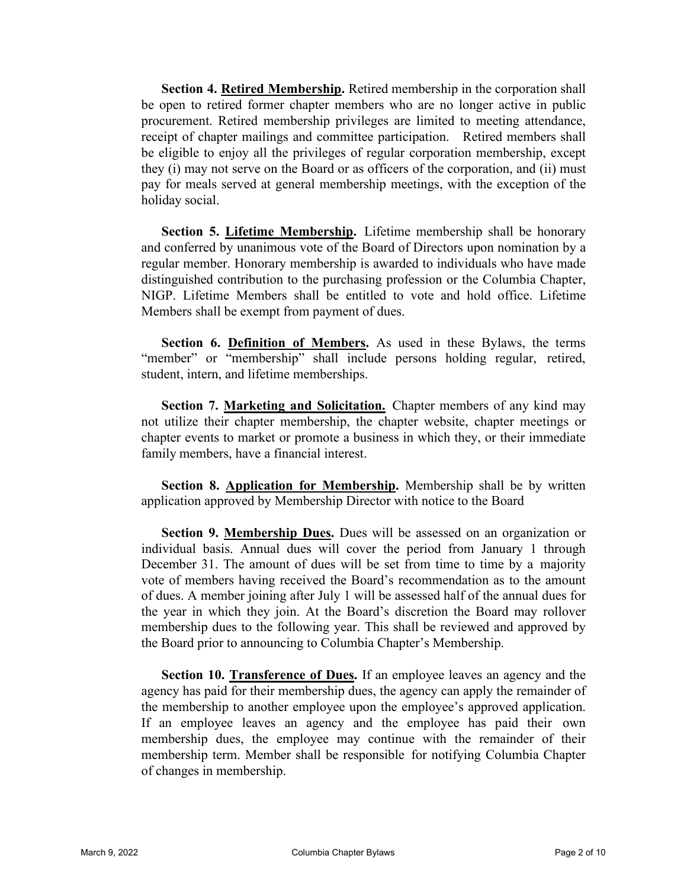**Section 4. Retired Membership.** Retired membership in the corporation shall be open to retired former chapter members who are no longer active in public procurement. Retired membership privileges are limited to meeting attendance, receipt of chapter mailings and committee participation. Retired members shall be eligible to enjoy all the privileges of regular corporation membership, except they (i) may not serve on the Board or as officers of the corporation, and (ii) must pay for meals served at general membership meetings, with the exception of the holiday social.

**Section 5. Lifetime Membership.** Lifetime membership shall be honorary and conferred by unanimous vote of the Board of Directors upon nomination by a regular member. Honorary membership is awarded to individuals who have made distinguished contribution to the purchasing profession or the Columbia Chapter, NIGP. Lifetime Members shall be entitled to vote and hold office. Lifetime Members shall be exempt from payment of dues.

**Section 6. Definition of Members.** As used in these Bylaws, the terms "member" or "membership" shall include persons holding regular, retired, student, intern, and lifetime memberships.

**Section 7. Marketing and Solicitation.** Chapter members of any kind may not utilize their chapter membership, the chapter website, chapter meetings or chapter events to market or promote a business in which they, or their immediate family members, have a financial interest.

**Section 8. Application for Membership.** Membership shall be by written application approved by Membership Director with notice to the Board

**Section 9. Membership Dues.** Dues will be assessed on an organization or individual basis. Annual dues will cover the period from January 1 through December 31. The amount of dues will be set from time to time by a majority vote of members having received the Board's recommendation as to the amount of dues. A member joining after July 1 will be assessed half of the annual dues for the year in which they join. At the Board's discretion the Board may rollover membership dues to the following year. This shall be reviewed and approved by the Board prior to announcing to Columbia Chapter's Membership.

**Section 10. Transference of Dues.** If an employee leaves an agency and the agency has paid for their membership dues, the agency can apply the remainder of the membership to another employee upon the employee's approved application. If an employee leaves an agency and the employee has paid their own membership dues, the employee may continue with the remainder of their membership term. Member shall be responsible for notifying Columbia Chapter of changes in membership.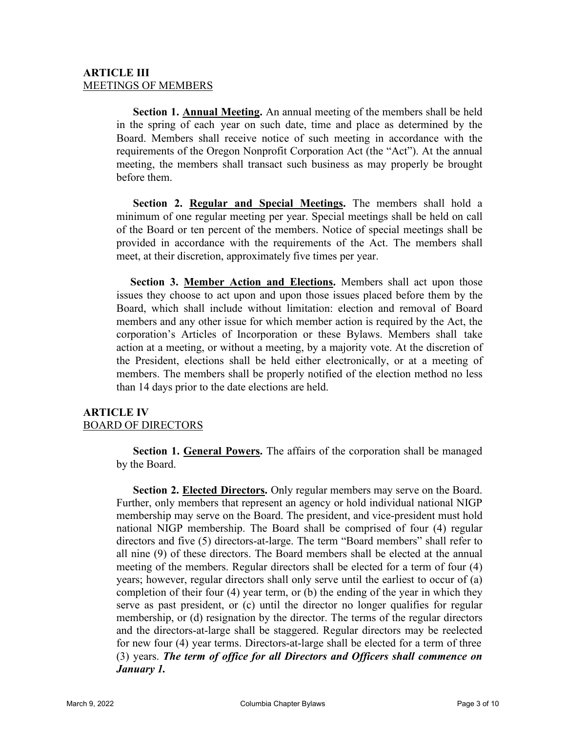## ARTICLE III
MEETINGS OF MEMBERS

**Section 1. Annual Meeting.** An annual meeting of the members shall be held in the spring of each year on such date, time and place as determined by the Board. Members shall receive notice of such meeting in accordance with the requirements of the Oregon Nonprofit Corporation Act (the "Act"). At the annual meeting, the members shall transact such business as may properly be brought before them.

**Section 2. Regular and Special Meetings.** The members shall hold a minimum of one regular meeting per year. Special meetings shall be held on call of the Board or ten percent of the members. Notice of special meetings shall be provided in accordance with the requirements of the Act. The members shall meet, at their discretion, approximately five times per year.

**Section 3. Member Action and Elections.** Members shall act upon those issues they choose to act upon and upon those issues placed before them by the Board, which shall include without limitation: election and removal of Board members and any other issue for which member action is required by the Act, the corporation's Articles of Incorporation or these Bylaws. Members shall take action at a meeting, or without a meeting, by a majority vote. At the discretion of the President, elections shall be held either electronically, or at a meeting of members. The members shall be properly notified of the election method no less than 14 days prior to the date elections are held.

## ARTICLE IV
BOARD OF DIRECTORS

**Section 1. General Powers.** The affairs of the corporation shall be managed by the Board.

**Section 2. Elected Directors.** Only regular members may serve on the Board. Further, only members that represent an agency or hold individual national NIGP membership may serve on the Board. The president, and vice-president must hold national NIGP membership. The Board shall be comprised of four (4) regular directors and five (5) directors-at-large. The term "Board members" shall refer to all nine (9) of these directors. The Board members shall be elected at the annual meeting of the members. Regular directors shall be elected for a term of four (4) years; however, regular directors shall only serve until the earliest to occur of (a) completion of their four (4) year term, or (b) the ending of the year in which they serve as past president, or (c) until the director no longer qualifies for regular membership, or (d) resignation by the director. The terms of the regular directors and the directors-at-large shall be staggered. Regular directors may be reelected for new four (4) year terms. Directors-at-large shall be elected for a term of three (3) years. ***The term of office for all Directors and Officers shall commence on January 1.***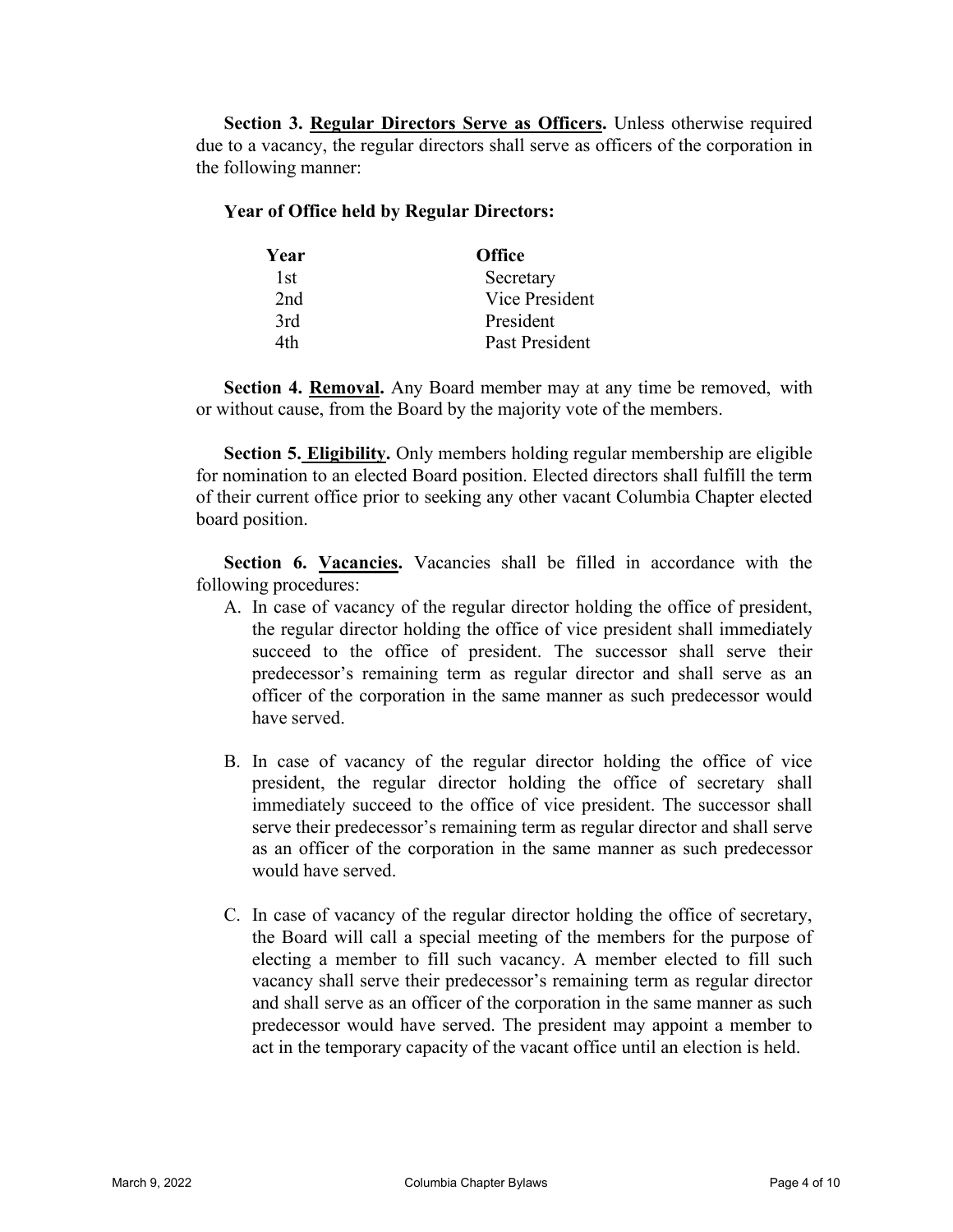**Section 3. <u>Regular Directors Serve as Officers</u>.** Unless otherwise required due to a vacancy, the regular directors shall serve as officers of the corporation in the following manner:

**Year of Office held by Regular Directors:**

| Year | Office |
|---|---|
| 1st | Secretary |
| 2nd | Vice President |
| 3rd | President |
| 4th | Past President |

**Section 4. <u>Removal</u>.** Any Board member may at any time be removed, with or without cause, from the Board by the majority vote of the members.

**Section 5. <u>Eligibility</u>.** Only members holding regular membership are eligible for nomination to an elected Board position. Elected directors shall fulfill the term of their current office prior to seeking any other vacant Columbia Chapter elected board position.

**Section 6. <u>Vacancies</u>.** Vacancies shall be filled in accordance with the following procedures:

A. In case of vacancy of the regular director holding the office of president, the regular director holding the office of vice president shall immediately succeed to the office of president. The successor shall serve their predecessor's remaining term as regular director and shall serve as an officer of the corporation in the same manner as such predecessor would have served.

B. In case of vacancy of the regular director holding the office of vice president, the regular director holding the office of secretary shall immediately succeed to the office of vice president. The successor shall serve their predecessor's remaining term as regular director and shall serve as an officer of the corporation in the same manner as such predecessor would have served.

C. In case of vacancy of the regular director holding the office of secretary, the Board will call a special meeting of the members for the purpose of electing a member to fill such vacancy. A member elected to fill such vacancy shall serve their predecessor's remaining term as regular director and shall serve as an officer of the corporation in the same manner as such predecessor would have served. The president may appoint a member to act in the temporary capacity of the vacant office until an election is held.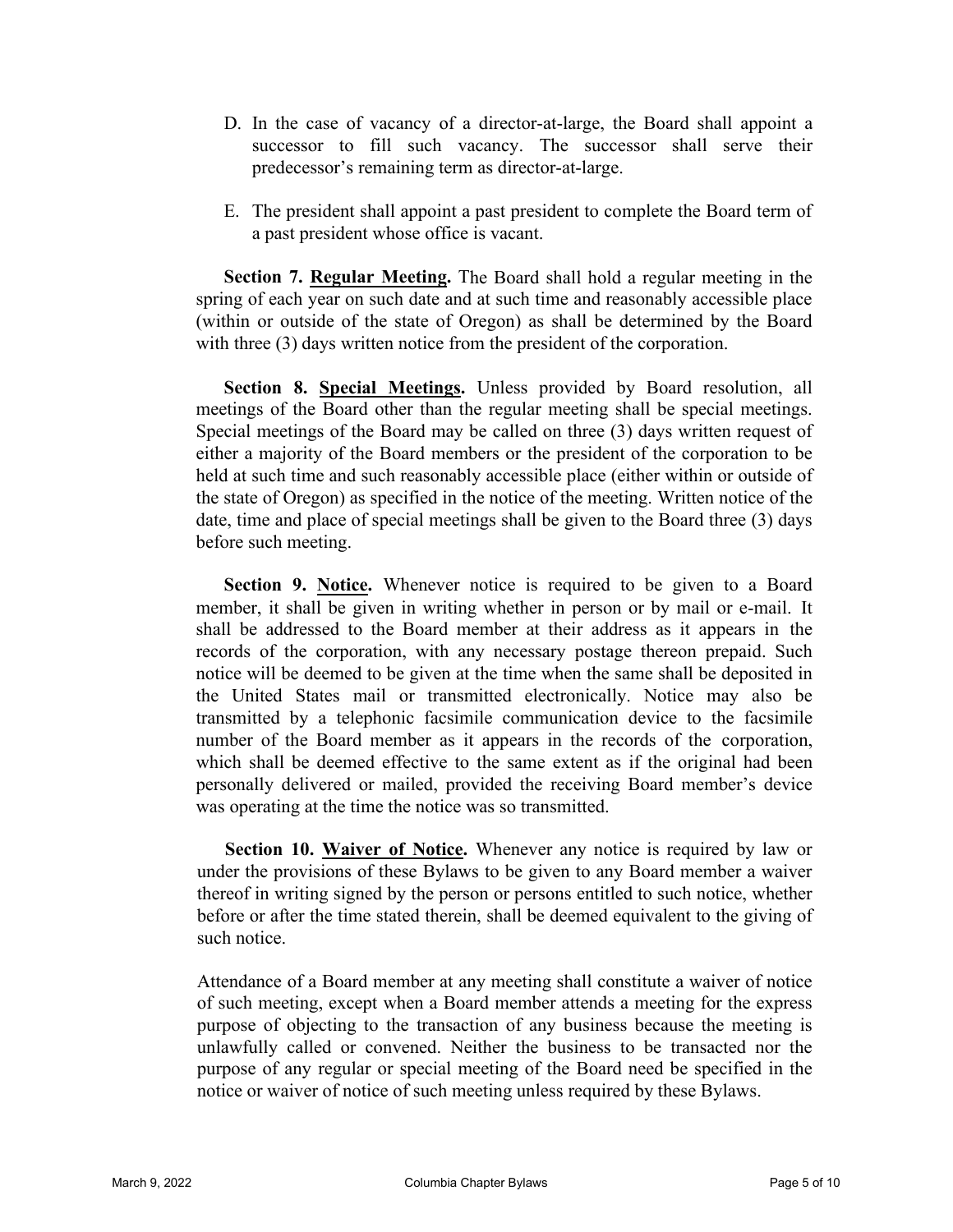D. In the case of vacancy of a director-at-large, the Board shall appoint a successor to fill such vacancy. The successor shall serve their predecessor's remaining term as director-at-large.

E. The president shall appoint a past president to complete the Board term of a past president whose office is vacant.

**Section 7. <u>Regular Meeting</u>.** The Board shall hold a regular meeting in the spring of each year on such date and at such time and reasonably accessible place (within or outside of the state of Oregon) as shall be determined by the Board with three (3) days written notice from the president of the corporation.

**Section 8. <u>Special Meetings</u>.** Unless provided by Board resolution, all meetings of the Board other than the regular meeting shall be special meetings. Special meetings of the Board may be called on three (3) days written request of either a majority of the Board members or the president of the corporation to be held at such time and such reasonably accessible place (either within or outside of the state of Oregon) as specified in the notice of the meeting. Written notice of the date, time and place of special meetings shall be given to the Board three (3) days before such meeting.

**Section 9. <u>Notice</u>.** Whenever notice is required to be given to a Board member, it shall be given in writing whether in person or by mail or e-mail. It shall be addressed to the Board member at their address as it appears in the records of the corporation, with any necessary postage thereon prepaid. Such notice will be deemed to be given at the time when the same shall be deposited in the United States mail or transmitted electronically. Notice may also be transmitted by a telephonic facsimile communication device to the facsimile number of the Board member as it appears in the records of the corporation, which shall be deemed effective to the same extent as if the original had been personally delivered or mailed, provided the receiving Board member's device was operating at the time the notice was so transmitted.

**Section 10. <u>Waiver of Notice</u>.** Whenever any notice is required by law or under the provisions of these Bylaws to be given to any Board member a waiver thereof in writing signed by the person or persons entitled to such notice, whether before or after the time stated therein, shall be deemed equivalent to the giving of such notice.

Attendance of a Board member at any meeting shall constitute a waiver of notice of such meeting, except when a Board member attends a meeting for the express purpose of objecting to the transaction of any business because the meeting is unlawfully called or convened. Neither the business to be transacted nor the purpose of any regular or special meeting of the Board need be specified in the notice or waiver of notice of such meeting unless required by these Bylaws.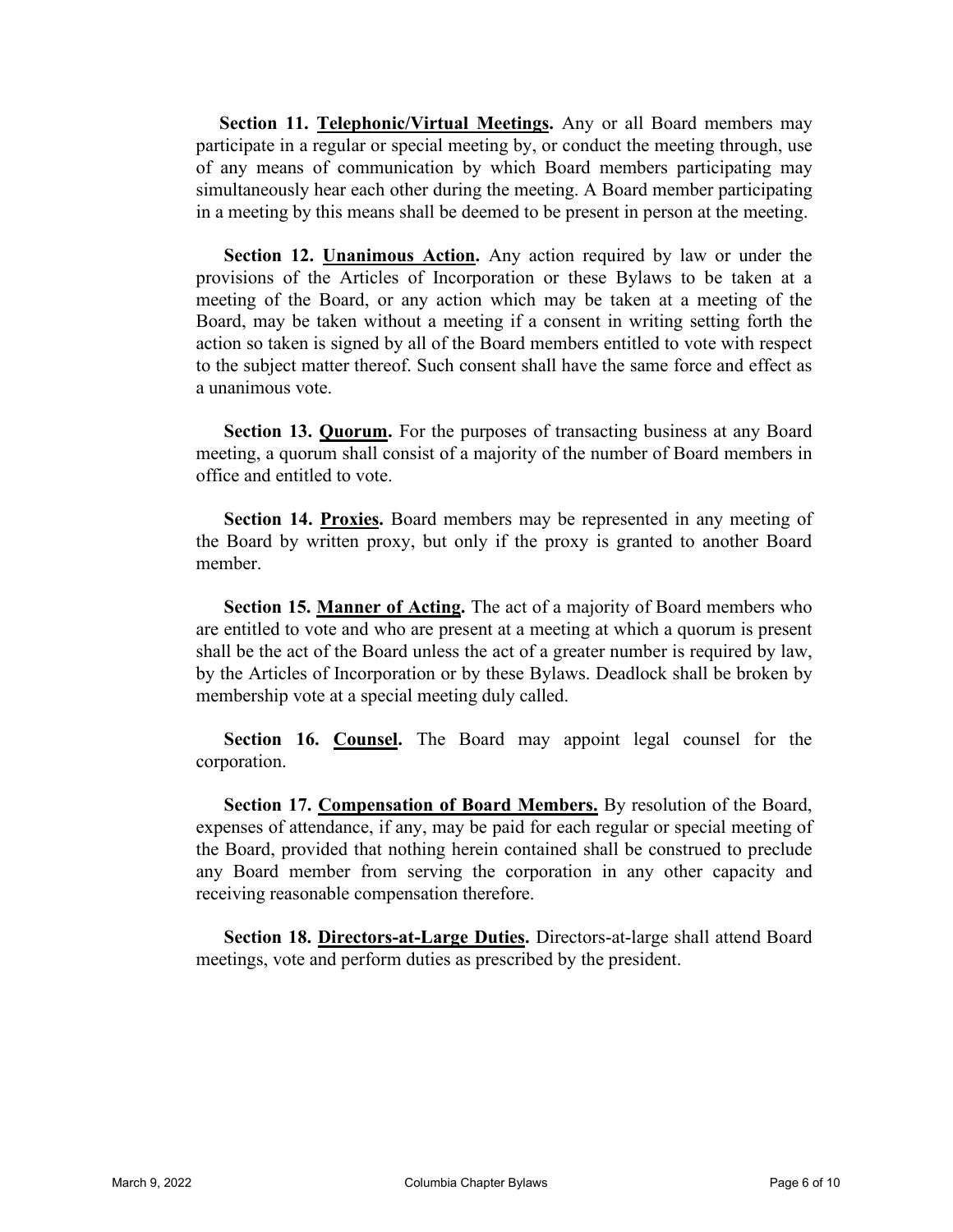**Section 11. <u>Telephonic/Virtual Meetings</u>.** Any or all Board members may participate in a regular or special meeting by, or conduct the meeting through, use of any means of communication by which Board members participating may simultaneously hear each other during the meeting. A Board member participating in a meeting by this means shall be deemed to be present in person at the meeting.

**Section 12. <u>Unanimous Action</u>.** Any action required by law or under the provisions of the Articles of Incorporation or these Bylaws to be taken at a meeting of the Board, or any action which may be taken at a meeting of the Board, may be taken without a meeting if a consent in writing setting forth the action so taken is signed by all of the Board members entitled to vote with respect to the subject matter thereof. Such consent shall have the same force and effect as a unanimous vote.

**Section 13. <u>Quorum</u>.** For the purposes of transacting business at any Board meeting, a quorum shall consist of a majority of the number of Board members in office and entitled to vote.

**Section 14. <u>Proxies</u>.** Board members may be represented in any meeting of the Board by written proxy, but only if the proxy is granted to another Board member.

**Section 15. <u>Manner of Acting</u>.** The act of a majority of Board members who are entitled to vote and who are present at a meeting at which a quorum is present shall be the act of the Board unless the act of a greater number is required by law, by the Articles of Incorporation or by these Bylaws. Deadlock shall be broken by membership vote at a special meeting duly called.

**Section 16. <u>Counsel</u>.** The Board may appoint legal counsel for the corporation.

**Section 17. <u>Compensation of Board Members.</u>** By resolution of the Board, expenses of attendance, if any, may be paid for each regular or special meeting of the Board, provided that nothing herein contained shall be construed to preclude any Board member from serving the corporation in any other capacity and receiving reasonable compensation therefore.

**Section 18. <u>Directors-at-Large Duties</u>.** Directors-at-large shall attend Board meetings, vote and perform duties as prescribed by the president.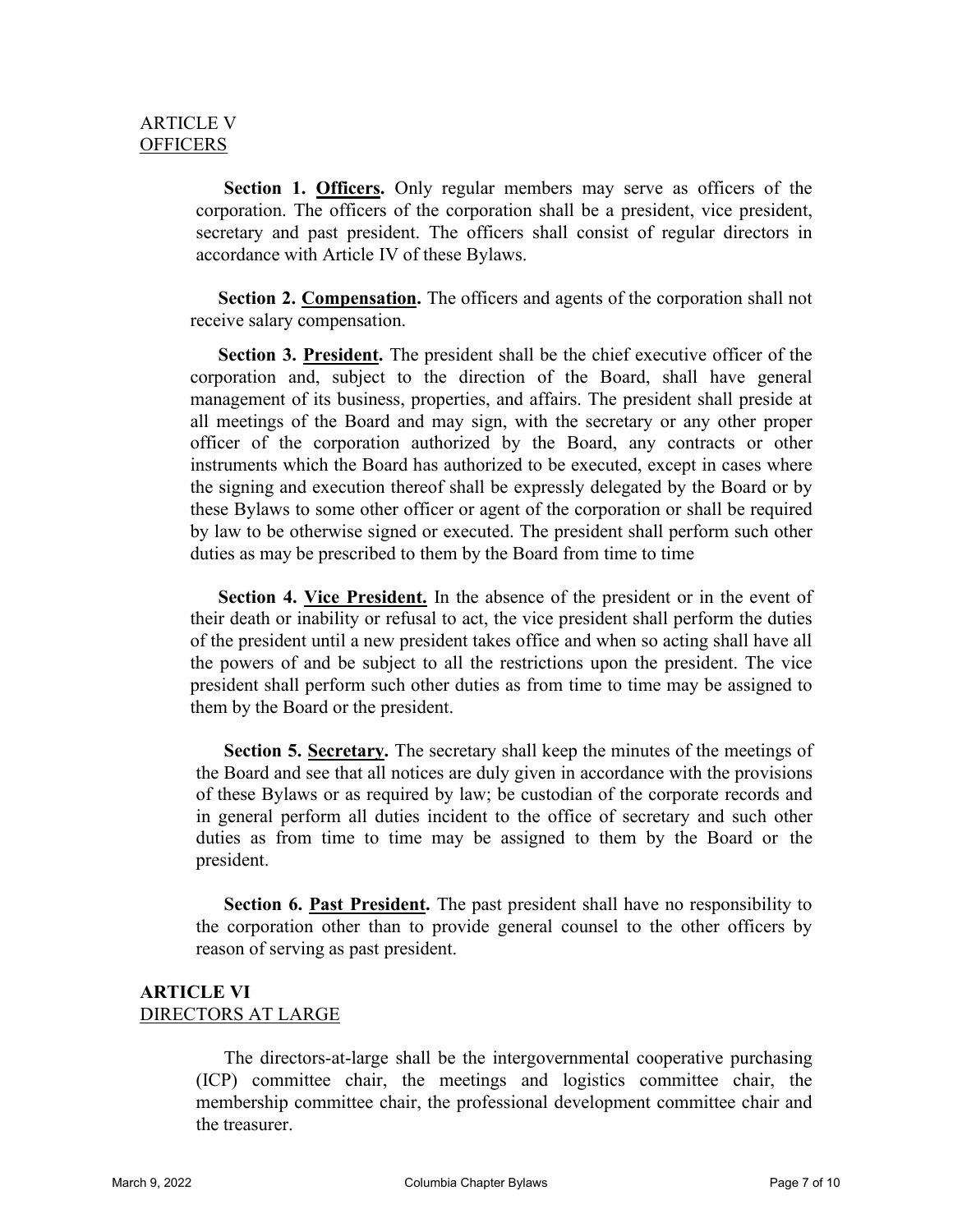## ARTICLE V
OFFICERS

**Section 1. Officers.** Only regular members may serve as officers of the corporation. The officers of the corporation shall be a president, vice president, secretary and past president. The officers shall consist of regular directors in accordance with Article IV of these Bylaws.

**Section 2. Compensation.** The officers and agents of the corporation shall not receive salary compensation.

**Section 3. President.** The president shall be the chief executive officer of the corporation and, subject to the direction of the Board, shall have general management of its business, properties, and affairs. The president shall preside at all meetings of the Board and may sign, with the secretary or any other proper officer of the corporation authorized by the Board, any contracts or other instruments which the Board has authorized to be executed, except in cases where the signing and execution thereof shall be expressly delegated by the Board or by these Bylaws to some other officer or agent of the corporation or shall be required by law to be otherwise signed or executed. The president shall perform such other duties as may be prescribed to them by the Board from time to time

**Section 4. Vice President.** In the absence of the president or in the event of their death or inability or refusal to act, the vice president shall perform the duties of the president until a new president takes office and when so acting shall have all the powers of and be subject to all the restrictions upon the president. The vice president shall perform such other duties as from time to time may be assigned to them by the Board or the president.

**Section 5. Secretary.** The secretary shall keep the minutes of the meetings of the Board and see that all notices are duly given in accordance with the provisions of these Bylaws or as required by law; be custodian of the corporate records and in general perform all duties incident to the office of secretary and such other duties as from time to time may be assigned to them by the Board or the president.

**Section 6. Past President.** The past president shall have no responsibility to the corporation other than to provide general counsel to the other officers by reason of serving as past president.

## ARTICLE VI
DIRECTORS AT LARGE

The directors-at-large shall be the intergovernmental cooperative purchasing (ICP) committee chair, the meetings and logistics committee chair, the membership committee chair, the professional development committee chair and the treasurer.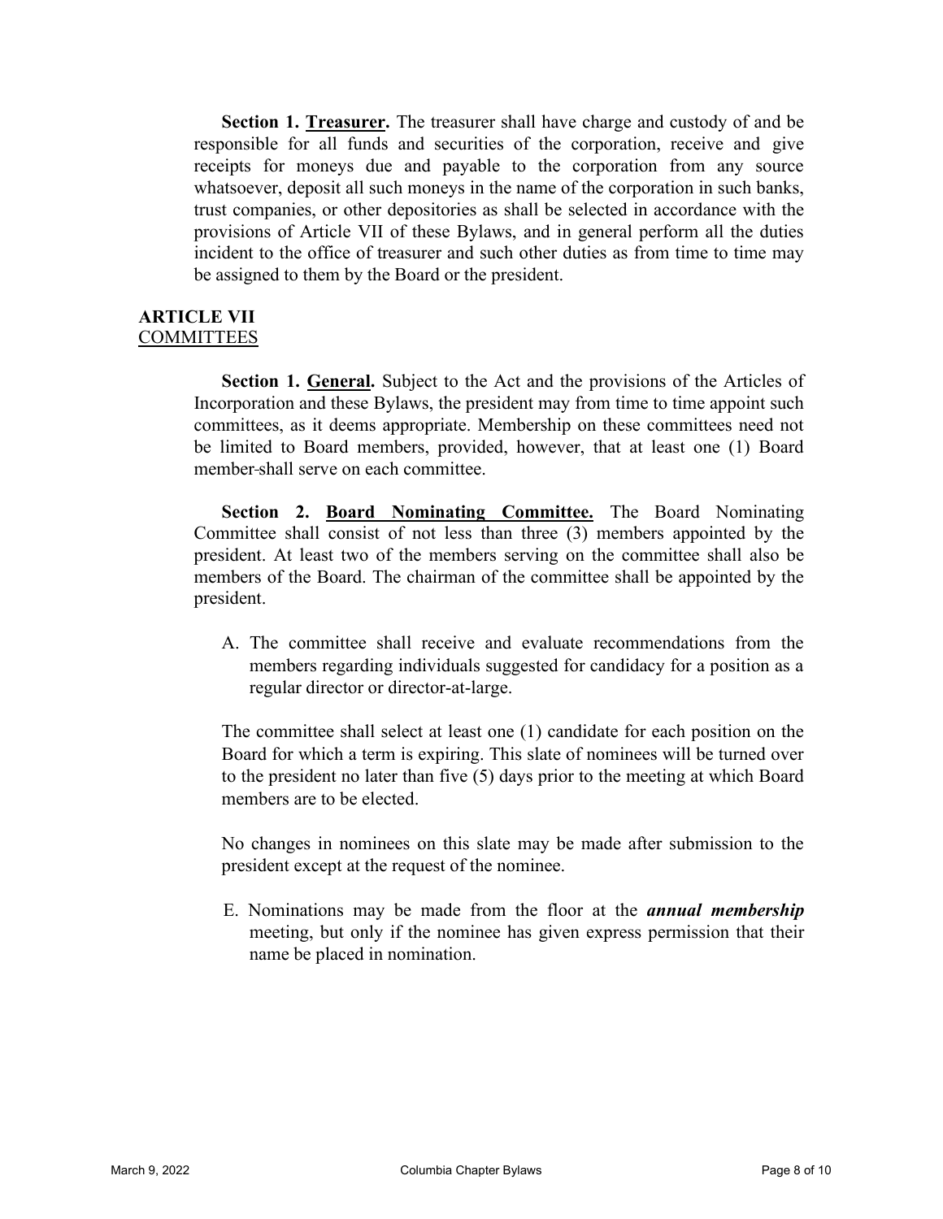**Section 1. Treasurer.** The treasurer shall have charge and custody of and be responsible for all funds and securities of the corporation, receive and give receipts for moneys due and payable to the corporation from any source whatsoever, deposit all such moneys in the name of the corporation in such banks, trust companies, or other depositories as shall be selected in accordance with the provisions of Article VII of these Bylaws, and in general perform all the duties incident to the office of treasurer and such other duties as from time to time may be assigned to them by the Board or the president.

## ARTICLE VII
COMMITTEES

**Section 1. General.** Subject to the Act and the provisions of the Articles of Incorporation and these Bylaws, the president may from time to time appoint such committees, as it deems appropriate. Membership on these committees need not be limited to Board members, provided, however, that at least one (1) Board member shall serve on each committee.

**Section 2. Board Nominating Committee.** The Board Nominating Committee shall consist of not less than three (3) members appointed by the president. At least two of the members serving on the committee shall also be members of the Board. The chairman of the committee shall be appointed by the president.

A. The committee shall receive and evaluate recommendations from the members regarding individuals suggested for candidacy for a position as a regular director or director-at-large.

The committee shall select at least one (1) candidate for each position on the Board for which a term is expiring. This slate of nominees will be turned over to the president no later than five (5) days prior to the meeting at which Board members are to be elected.

No changes in nominees on this slate may be made after submission to the president except at the request of the nominee.

E. Nominations may be made from the floor at the ***annual membership*** meeting, but only if the nominee has given express permission that their name be placed in nomination.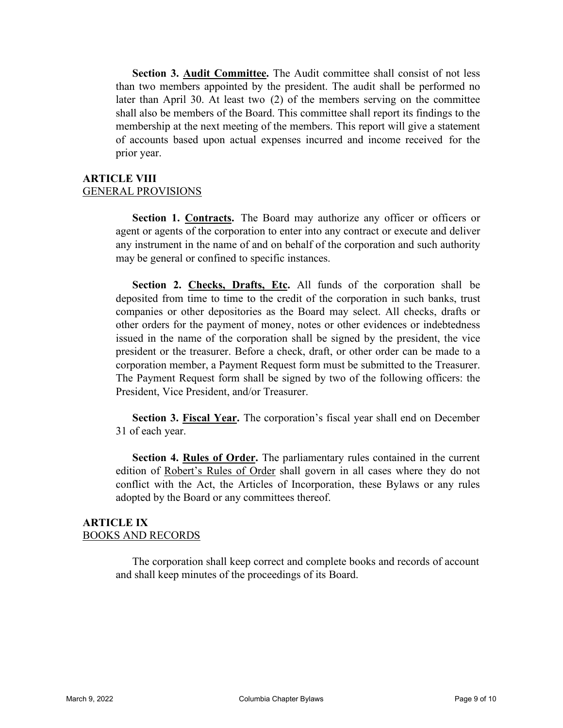**Section 3. Audit Committee.** The Audit committee shall consist of not less than two members appointed by the president. The audit shall be performed no later than April 30. At least two (2) of the members serving on the committee shall also be members of the Board. This committee shall report its findings to the membership at the next meeting of the members. This report will give a statement of accounts based upon actual expenses incurred and income received for the prior year.

## ARTICLE VIII
GENERAL PROVISIONS

**Section 1. Contracts.** The Board may authorize any officer or officers or agent or agents of the corporation to enter into any contract or execute and deliver any instrument in the name of and on behalf of the corporation and such authority may be general or confined to specific instances.

**Section 2. Checks, Drafts, Etc.** All funds of the corporation shall be deposited from time to time to the credit of the corporation in such banks, trust companies or other depositories as the Board may select. All checks, drafts or other orders for the payment of money, notes or other evidences or indebtedness issued in the name of the corporation shall be signed by the president, the vice president or the treasurer. Before a check, draft, or other order can be made to a corporation member, a Payment Request form must be submitted to the Treasurer. The Payment Request form shall be signed by two of the following officers: the President, Vice President, and/or Treasurer.

**Section 3. Fiscal Year.** The corporation's fiscal year shall end on December 31 of each year.

**Section 4. Rules of Order.** The parliamentary rules contained in the current edition of Robert's Rules of Order shall govern in all cases where they do not conflict with the Act, the Articles of Incorporation, these Bylaws or any rules adopted by the Board or any committees thereof.

## ARTICLE IX
BOOKS AND RECORDS

The corporation shall keep correct and complete books and records of account and shall keep minutes of the proceedings of its Board.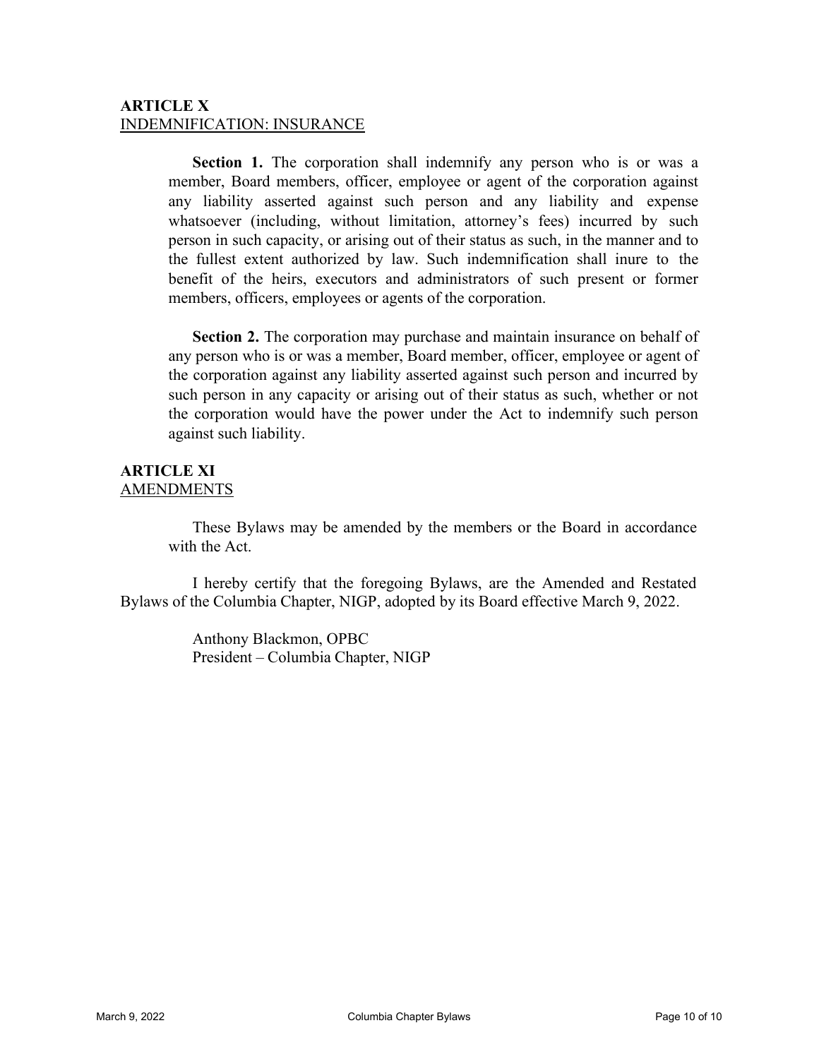## ARTICLE X
INDEMNIFICATION: INSURANCE

**Section 1.** The corporation shall indemnify any person who is or was a member, Board members, officer, employee or agent of the corporation against any liability asserted against such person and any liability and expense whatsoever (including, without limitation, attorney's fees) incurred by such person in such capacity, or arising out of their status as such, in the manner and to the fullest extent authorized by law. Such indemnification shall inure to the benefit of the heirs, executors and administrators of such present or former members, officers, employees or agents of the corporation.

**Section 2.** The corporation may purchase and maintain insurance on behalf of any person who is or was a member, Board member, officer, employee or agent of the corporation against any liability asserted against such person and incurred by such person in any capacity or arising out of their status as such, whether or not the corporation would have the power under the Act to indemnify such person against such liability.

## ARTICLE XI
AMENDMENTS

These Bylaws may be amended by the members or the Board in accordance with the Act.

I hereby certify that the foregoing Bylaws, are the Amended and Restated Bylaws of the Columbia Chapter, NIGP, adopted by its Board effective March 9, 2022.

Anthony Blackmon, OPBC
President – Columbia Chapter, NIGP